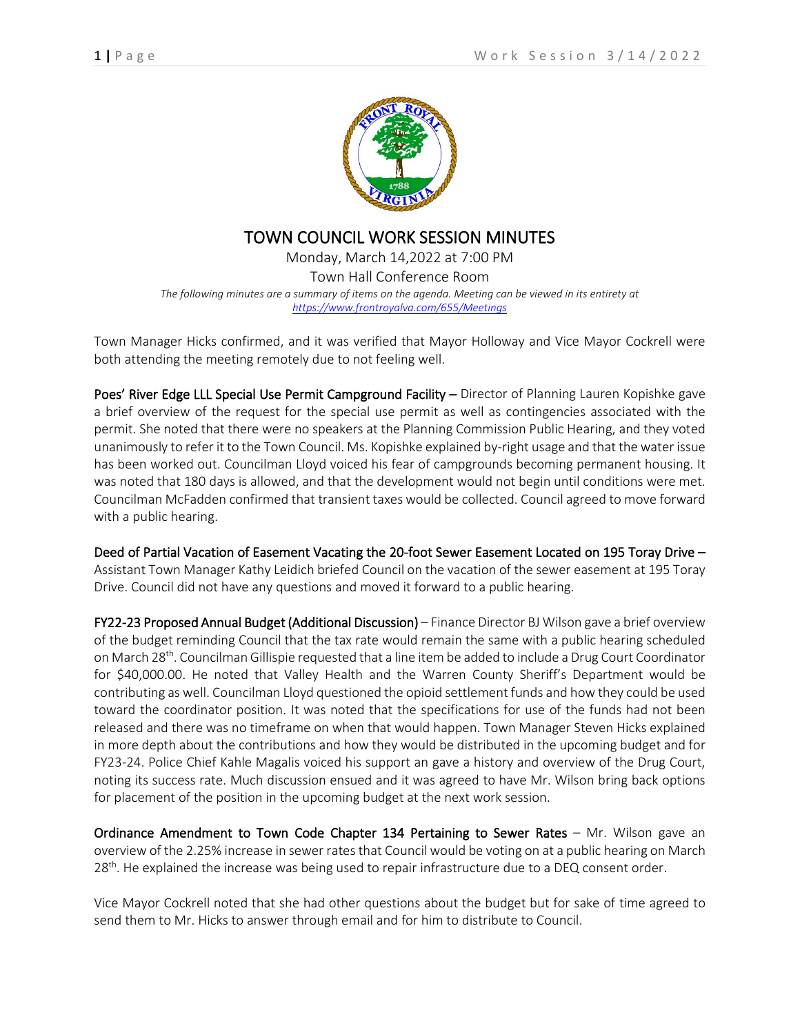# TOWN COUNCIL WORK SESSION MINUTES

Monday, March 14,2022 at 7:00 PM

Town Hall Conference Room

*The following minutes are a summary of items on the agenda. Meeting can be viewed in its entirety at https://www.frontroyalva.com/655/Meetings*

Town Manager Hicks confirmed, and it was verified that Mayor Holloway and Vice Mayor Cockrell were both attending the meeting remotely due to not feeling well.

**Poes' River Edge LLL Special Use Permit Campground Facility –** Director of Planning Lauren Kopishke gave a brief overview of the request for the special use permit as well as contingencies associated with the permit. She noted that there were no speakers at the Planning Commission Public Hearing, and they voted unanimously to refer it to the Town Council. Ms. Kopishke explained by-right usage and that the water issue has been worked out. Councilman Lloyd voiced his fear of campgrounds becoming permanent housing. It was noted that 180 days is allowed, and that the development would not begin until conditions were met. Councilman McFadden confirmed that transient taxes would be collected. Council agreed to move forward with a public hearing.

**Deed of Partial Vacation of Easement Vacating the 20-foot Sewer Easement Located on 195 Toray Drive –** Assistant Town Manager Kathy Leidich briefed Council on the vacation of the sewer easement at 195 Toray Drive. Council did not have any questions and moved it forward to a public hearing.

**FY22-23 Proposed Annual Budget (Additional Discussion)** – Finance Director BJ Wilson gave a brief overview of the budget reminding Council that the tax rate would remain the same with a public hearing scheduled on March 28th. Councilman Gillispie requested that a line item be added to include a Drug Court Coordinator for $40,000.00. He noted that Valley Health and the Warren County Sheriff's Department would be contributing as well. Councilman Lloyd questioned the opioid settlement funds and how they could be used toward the coordinator position. It was noted that the specifications for use of the funds had not been released and there was no timeframe on when that would happen. Town Manager Steven Hicks explained in more depth about the contributions and how they would be distributed in the upcoming budget and for FY23-24. Police Chief Kahle Magalis voiced his support an gave a history and overview of the Drug Court, noting its success rate. Much discussion ensued and it was agreed to have Mr. Wilson bring back options for placement of the position in the upcoming budget at the next work session.

**Ordinance Amendment to Town Code Chapter 134 Pertaining to Sewer Rates** – Mr. Wilson gave an overview of the 2.25% increase in sewer rates that Council would be voting on at a public hearing on March 28th. He explained the increase was being used to repair infrastructure due to a DEQ consent order.

Vice Mayor Cockrell noted that she had other questions about the budget but for sake of time agreed to send them to Mr. Hicks to answer through email and for him to distribute to Council.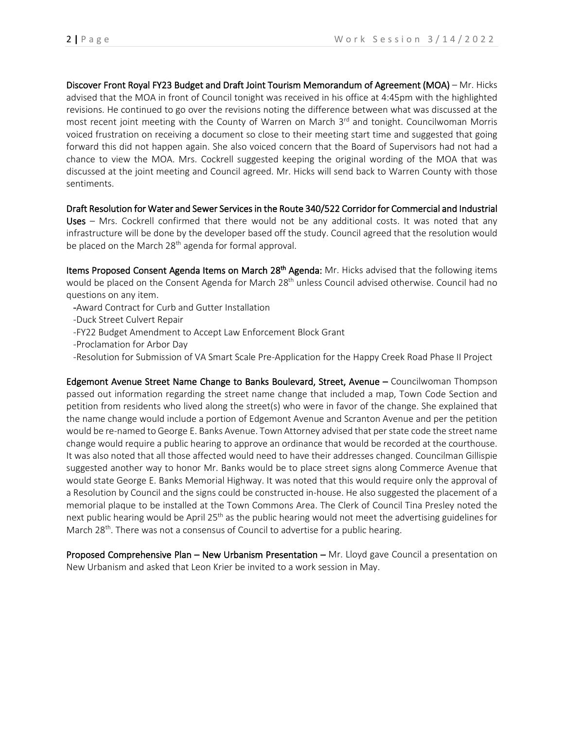**Discover Front Royal FY23 Budget and Draft Joint Tourism Memorandum of Agreement (MOA)** – Mr. Hicks advised that the MOA in front of Council tonight was received in his office at 4:45pm with the highlighted revisions. He continued to go over the revisions noting the difference between what was discussed at the most recent joint meeting with the County of Warren on March 3rd and tonight. Councilwoman Morris voiced frustration on receiving a document so close to their meeting start time and suggested that going forward this did not happen again. She also voiced concern that the Board of Supervisors had not had a chance to view the MOA. Mrs. Cockrell suggested keeping the original wording of the MOA that was discussed at the joint meeting and Council agreed. Mr. Hicks will send back to Warren County with those sentiments.

**Draft Resolution for Water and Sewer Services in the Route 340/522 Corridor for Commercial and Industrial Uses** – Mrs. Cockrell confirmed that there would not be any additional costs. It was noted that any infrastructure will be done by the developer based off the study. Council agreed that the resolution would be placed on the March 28th agenda for formal approval.

**Items Proposed Consent Agenda Items on March 28th Agenda:** Mr. Hicks advised that the following items would be placed on the Consent Agenda for March 28th unless Council advised otherwise. Council had no questions on any item.

- Award Contract for Curb and Gutter Installation
- Duck Street Culvert Repair
- FY22 Budget Amendment to Accept Law Enforcement Block Grant
- Proclamation for Arbor Day
- Resolution for Submission of VA Smart Scale Pre-Application for the Happy Creek Road Phase II Project

**Edgemont Avenue Street Name Change to Banks Boulevard, Street, Avenue** – Councilwoman Thompson passed out information regarding the street name change that included a map, Town Code Section and petition from residents who lived along the street(s) who were in favor of the change. She explained that the name change would include a portion of Edgemont Avenue and Scranton Avenue and per the petition would be re-named to George E. Banks Avenue. Town Attorney advised that per state code the street name change would require a public hearing to approve an ordinance that would be recorded at the courthouse. It was also noted that all those affected would need to have their addresses changed. Councilman Gillispie suggested another way to honor Mr. Banks would be to place street signs along Commerce Avenue that would state George E. Banks Memorial Highway. It was noted that this would require only the approval of a Resolution by Council and the signs could be constructed in-house. He also suggested the placement of a memorial plaque to be installed at the Town Commons Area. The Clerk of Council Tina Presley noted the next public hearing would be April 25th as the public hearing would not meet the advertising guidelines for March 28th. There was not a consensus of Council to advertise for a public hearing.

**Proposed Comprehensive Plan – New Urbanism Presentation** – Mr. Lloyd gave Council a presentation on New Urbanism and asked that Leon Krier be invited to a work session in May.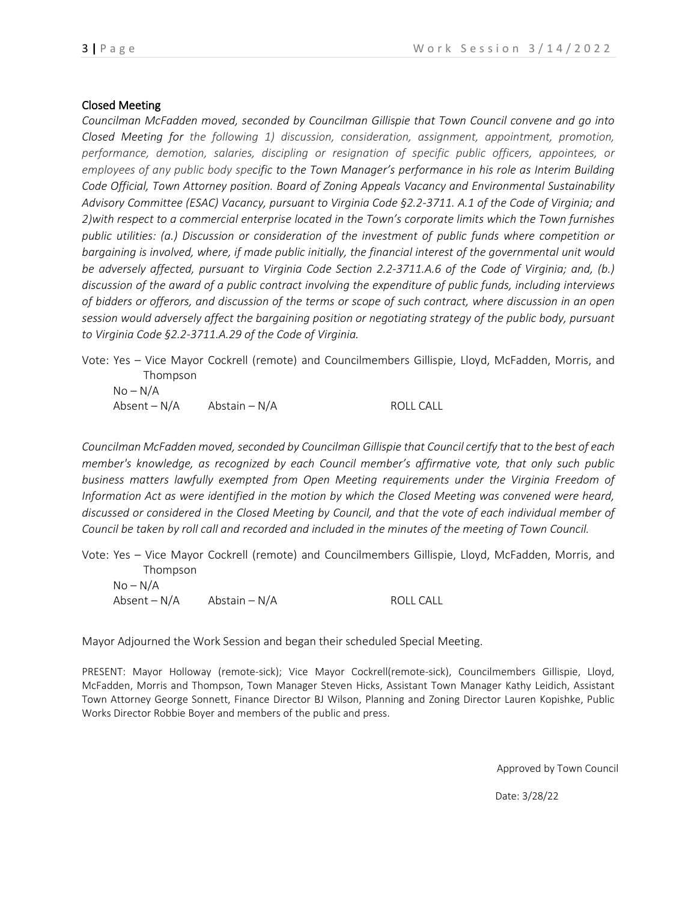## Closed Meeting

*Councilman McFadden moved, seconded by Councilman Gillispie that Town Council convene and go into Closed Meeting for the following 1) discussion, consideration, assignment, appointment, promotion, performance, demotion, salaries, discipling or resignation of specific public officers, appointees, or employees of any public body specific to the Town Manager's performance in his role as Interim Building Code Official, Town Attorney position. Board of Zoning Appeals Vacancy and Environmental Sustainability Advisory Committee (ESAC) Vacancy, pursuant to Virginia Code §2.2-3711. A.1 of the Code of Virginia; and 2)with respect to a commercial enterprise located in the Town's corporate limits which the Town furnishes public utilities: (a.) Discussion or consideration of the investment of public funds where competition or bargaining is involved, where, if made public initially, the financial interest of the governmental unit would be adversely affected, pursuant to Virginia Code Section 2.2-3711.A.6 of the Code of Virginia; and, (b.) discussion of the award of a public contract involving the expenditure of public funds, including interviews of bidders or offerors, and discussion of the terms or scope of such contract, where discussion in an open session would adversely affect the bargaining position or negotiating strategy of the public body, pursuant to Virginia Code §2.2-3711.A.29 of the Code of Virginia.*

Vote: Yes – Vice Mayor Cockrell (remote) and Councilmembers Gillispie, Lloyd, McFadden, Morris, and Thompson
No – N/A
Absent – N/A    Abstain – N/A    ROLL CALL

*Councilman McFadden moved, seconded by Councilman Gillispie that Council certify that to the best of each member's knowledge, as recognized by each Council member's affirmative vote, that only such public business matters lawfully exempted from Open Meeting requirements under the Virginia Freedom of Information Act as were identified in the motion by which the Closed Meeting was convened were heard, discussed or considered in the Closed Meeting by Council, and that the vote of each individual member of Council be taken by roll call and recorded and included in the minutes of the meeting of Town Council.*

Vote: Yes – Vice Mayor Cockrell (remote) and Councilmembers Gillispie, Lloyd, McFadden, Morris, and Thompson
No – N/A
Absent – N/A    Abstain – N/A    ROLL CALL

Mayor Adjourned the Work Session and began their scheduled Special Meeting.

PRESENT: Mayor Holloway (remote-sick); Vice Mayor Cockrell(remote-sick), Councilmembers Gillispie, Lloyd, McFadden, Morris and Thompson, Town Manager Steven Hicks, Assistant Town Manager Kathy Leidich, Assistant Town Attorney George Sonnett, Finance Director BJ Wilson, Planning and Zoning Director Lauren Kopishke, Public Works Director Robbie Boyer and members of the public and press.

Approved by Town Council

Date: 3/28/22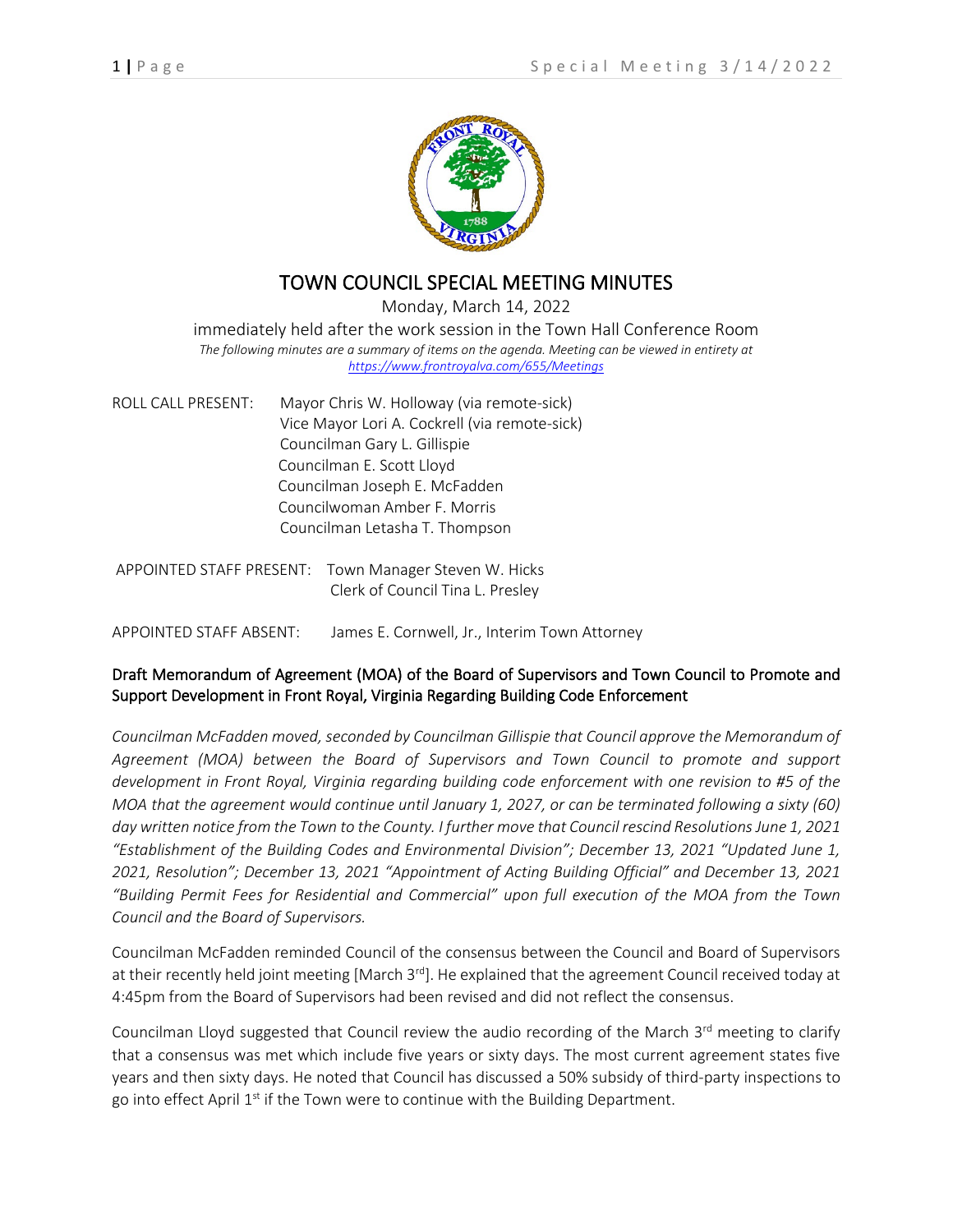# TOWN COUNCIL SPECIAL MEETING MINUTES

Monday, March 14, 2022

immediately held after the work session in the Town Hall Conference Room

*The following minutes are a summary of items on the agenda. Meeting can be viewed in entirety at https://www.frontroyalva.com/655/Meetings*

ROLL CALL PRESENT: Mayor Chris W. Holloway (via remote-sick)
Vice Mayor Lori A. Cockrell (via remote-sick)
Councilman Gary L. Gillispie
Councilman E. Scott Lloyd
Councilman Joseph E. McFadden
Councilwoman Amber F. Morris
Councilman Letasha T. Thompson

APPOINTED STAFF PRESENT: Town Manager Steven W. Hicks
Clerk of Council Tina L. Presley

APPOINTED STAFF ABSENT: James E. Cornwell, Jr., Interim Town Attorney

## Draft Memorandum of Agreement (MOA) of the Board of Supervisors and Town Council to Promote and Support Development in Front Royal, Virginia Regarding Building Code Enforcement

*Councilman McFadden moved, seconded by Councilman Gillispie that Council approve the Memorandum of Agreement (MOA) between the Board of Supervisors and Town Council to promote and support development in Front Royal, Virginia regarding building code enforcement with one revision to #5 of the MOA that the agreement would continue until January 1, 2027, or can be terminated following a sixty (60) day written notice from the Town to the County. I further move that Council rescind Resolutions June 1, 2021 "Establishment of the Building Codes and Environmental Division"; December 13, 2021 "Updated June 1, 2021, Resolution"; December 13, 2021 "Appointment of Acting Building Official" and December 13, 2021 "Building Permit Fees for Residential and Commercial" upon full execution of the MOA from the Town Council and the Board of Supervisors.*

Councilman McFadden reminded Council of the consensus between the Council and Board of Supervisors at their recently held joint meeting [March 3rd]. He explained that the agreement Council received today at 4:45pm from the Board of Supervisors had been revised and did not reflect the consensus.

Councilman Lloyd suggested that Council review the audio recording of the March 3rd meeting to clarify that a consensus was met which include five years or sixty days. The most current agreement states five years and then sixty days. He noted that Council has discussed a 50% subsidy of third-party inspections to go into effect April 1st if the Town were to continue with the Building Department.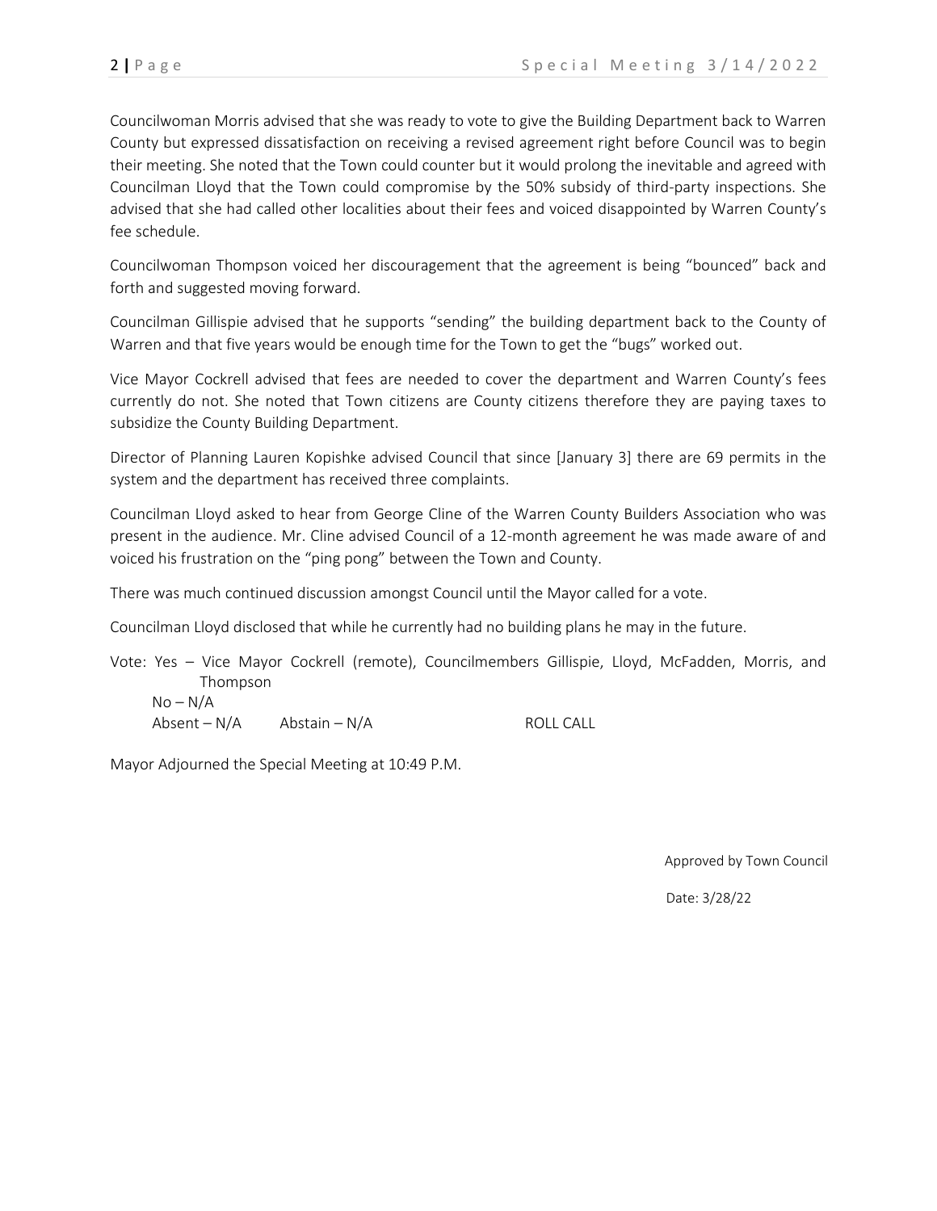Councilwoman Morris advised that she was ready to vote to give the Building Department back to Warren County but expressed dissatisfaction on receiving a revised agreement right before Council was to begin their meeting. She noted that the Town could counter but it would prolong the inevitable and agreed with Councilman Lloyd that the Town could compromise by the 50% subsidy of third-party inspections. She advised that she had called other localities about their fees and voiced disappointed by Warren County's fee schedule.

Councilwoman Thompson voiced her discouragement that the agreement is being "bounced" back and forth and suggested moving forward.

Councilman Gillispie advised that he supports "sending" the building department back to the County of Warren and that five years would be enough time for the Town to get the "bugs" worked out.

Vice Mayor Cockrell advised that fees are needed to cover the department and Warren County's fees currently do not. She noted that Town citizens are County citizens therefore they are paying taxes to subsidize the County Building Department.

Director of Planning Lauren Kopishke advised Council that since [January 3] there are 69 permits in the system and the department has received three complaints.

Councilman Lloyd asked to hear from George Cline of the Warren County Builders Association who was present in the audience. Mr. Cline advised Council of a 12-month agreement he was made aware of and voiced his frustration on the "ping pong" between the Town and County.

There was much continued discussion amongst Council until the Mayor called for a vote.

Councilman Lloyd disclosed that while he currently had no building plans he may in the future.

Vote: Yes – Vice Mayor Cockrell (remote), Councilmembers Gillispie, Lloyd, McFadden, Morris, and Thompson
No – N/A
Absent – N/A Abstain – N/A ROLL CALL

Mayor Adjourned the Special Meeting at 10:49 P.M.

Approved by Town Council

Date: 3/28/22